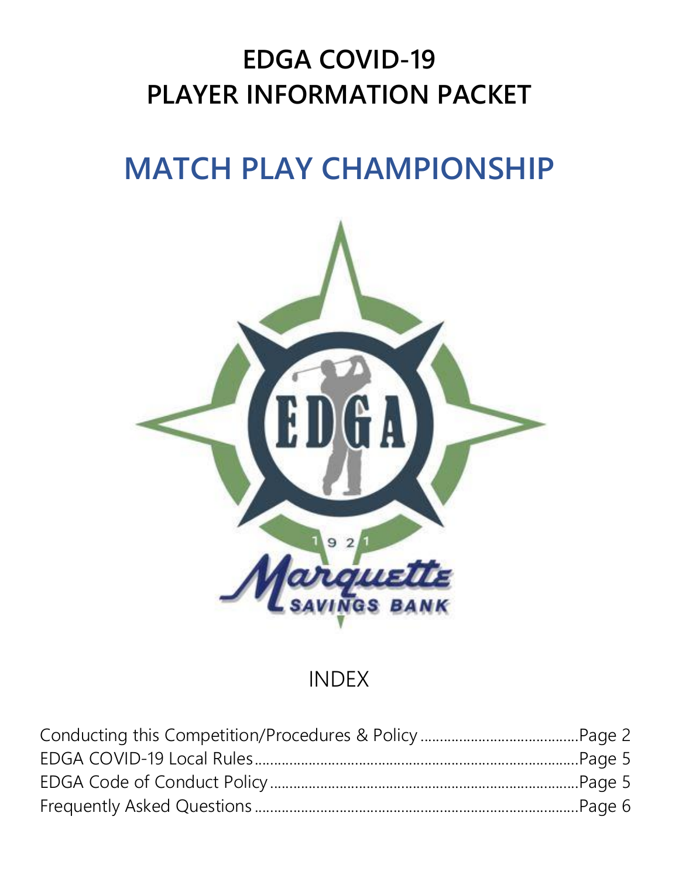# EDGA COVID-19
# PLAYER INFORMATION PACKET

## MATCH PLAY CHAMPIONSHIP

INDEX

Conducting this Competition/Procedures & Policy ........................................ Page 2
EDGA COVID-19 Local Rules ........................................................................ Page 5
EDGA Code of Conduct Policy ...................................................................... Page 5
Frequently Asked Questions ......................................................................... Page 6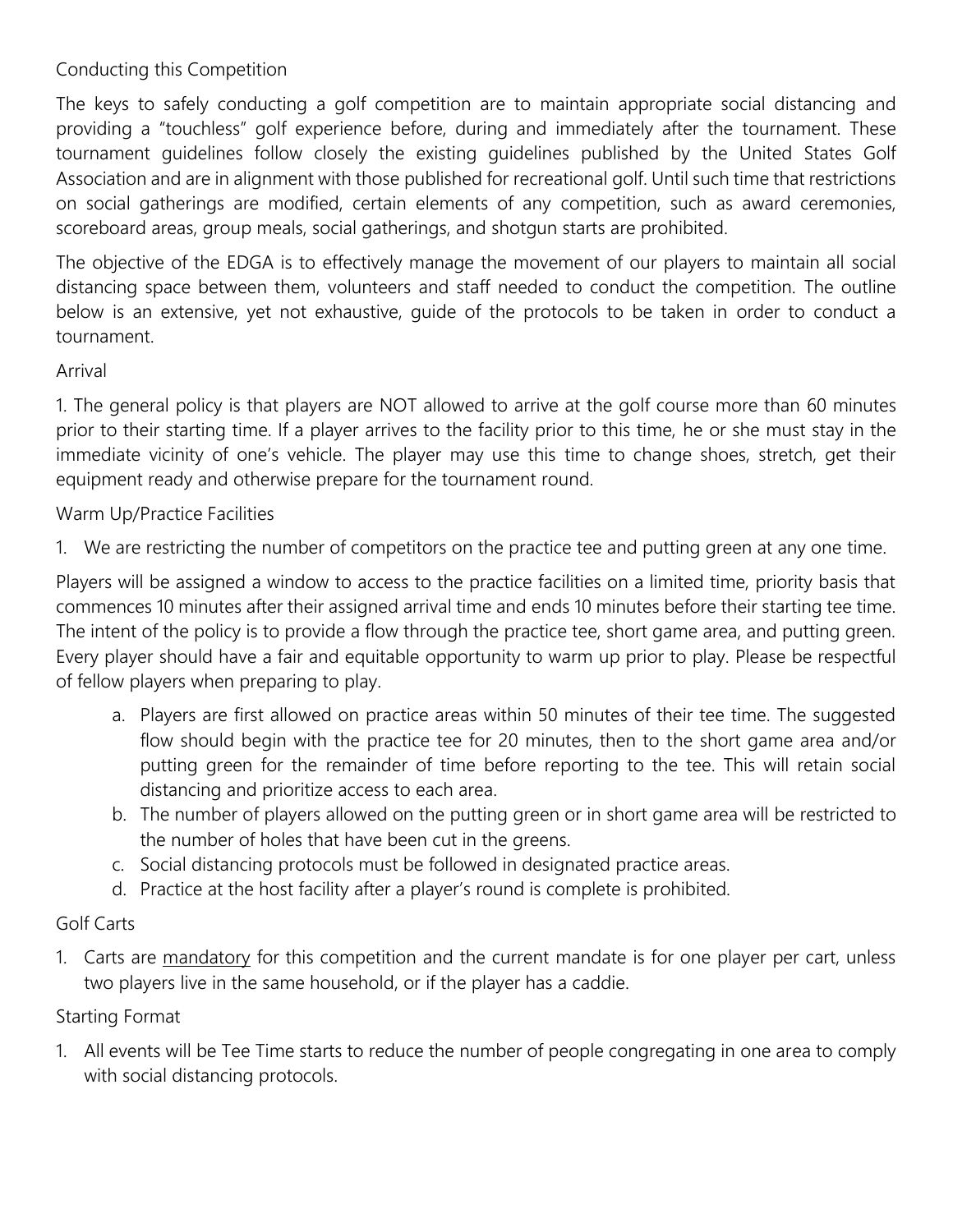## Conducting this Competition

The keys to safely conducting a golf competition are to maintain appropriate social distancing and providing a "touchless" golf experience before, during and immediately after the tournament. These tournament guidelines follow closely the existing guidelines published by the United States Golf Association and are in alignment with those published for recreational golf. Until such time that restrictions on social gatherings are modified, certain elements of any competition, such as award ceremonies, scoreboard areas, group meals, social gatherings, and shotgun starts are prohibited.

The objective of the EDGA is to effectively manage the movement of our players to maintain all social distancing space between them, volunteers and staff needed to conduct the competition. The outline below is an extensive, yet not exhaustive, guide of the protocols to be taken in order to conduct a tournament.

### Arrival

1. The general policy is that players are NOT allowed to arrive at the golf course more than 60 minutes prior to their starting time. If a player arrives to the facility prior to this time, he or she must stay in the immediate vicinity of one's vehicle. The player may use this time to change shoes, stretch, get their equipment ready and otherwise prepare for the tournament round.

### Warm Up/Practice Facilities

1. We are restricting the number of competitors on the practice tee and putting green at any one time.

Players will be assigned a window to access to the practice facilities on a limited time, priority basis that commences 10 minutes after their assigned arrival time and ends 10 minutes before their starting tee time. The intent of the policy is to provide a flow through the practice tee, short game area, and putting green. Every player should have a fair and equitable opportunity to warm up prior to play. Please be respectful of fellow players when preparing to play.

a. Players are first allowed on practice areas within 50 minutes of their tee time. The suggested flow should begin with the practice tee for 20 minutes, then to the short game area and/or putting green for the remainder of time before reporting to the tee. This will retain social distancing and prioritize access to each area.
b. The number of players allowed on the putting green or in short game area will be restricted to the number of holes that have been cut in the greens.
c. Social distancing protocols must be followed in designated practice areas.
d. Practice at the host facility after a player's round is complete is prohibited.

### Golf Carts

1. Carts are <u>mandatory</u> for this competition and the current mandate is for one player per cart, unless two players live in the same household, or if the player has a caddie.

### Starting Format

1. All events will be Tee Time starts to reduce the number of people congregating in one area to comply with social distancing protocols.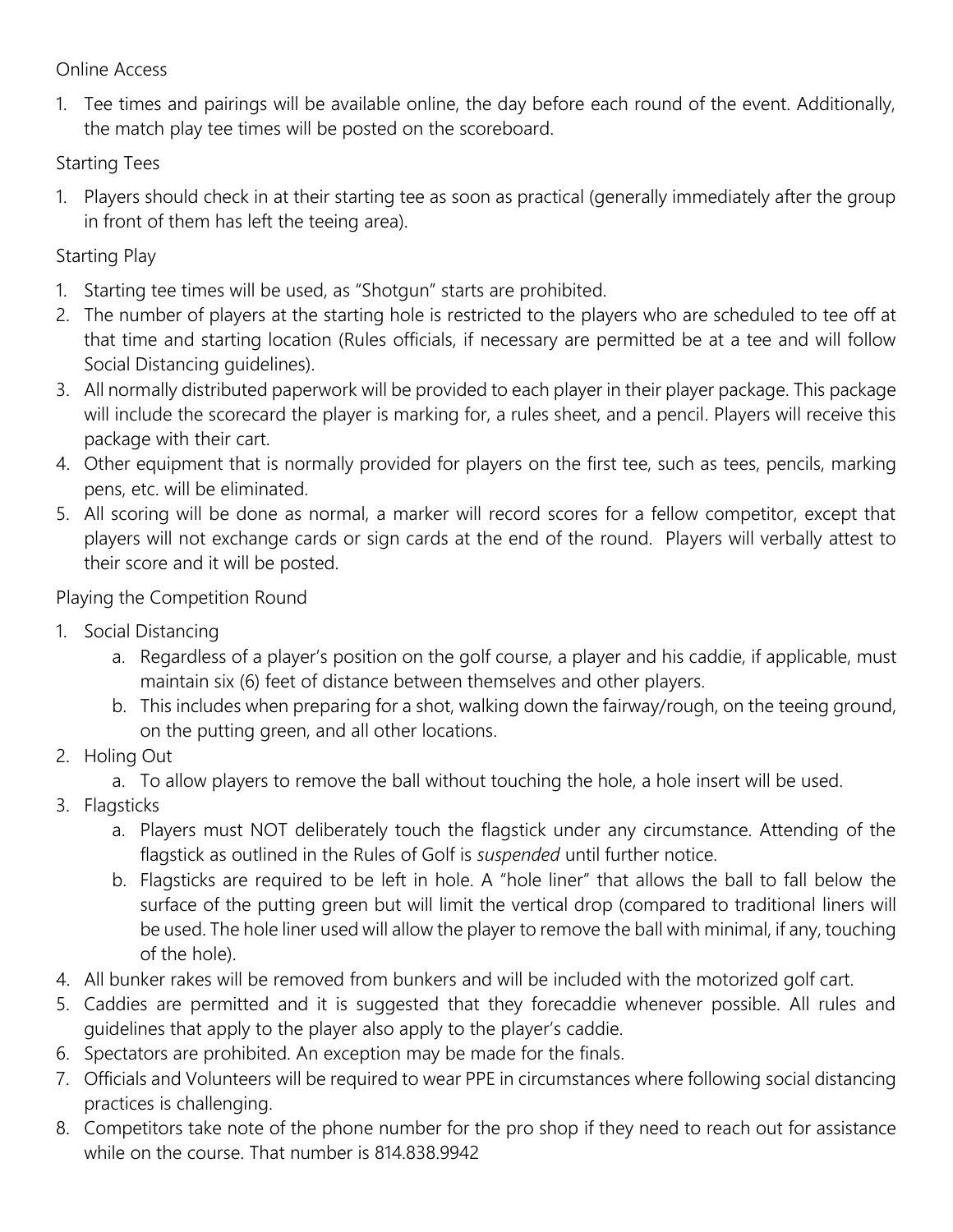Online Access

1. Tee times and pairings will be available online, the day before each round of the event. Additionally, the match play tee times will be posted on the scoreboard.

Starting Tees

1. Players should check in at their starting tee as soon as practical (generally immediately after the group in front of them has left the teeing area).

Starting Play

1. Starting tee times will be used, as "Shotgun" starts are prohibited.
2. The number of players at the starting hole is restricted to the players who are scheduled to tee off at that time and starting location (Rules officials, if necessary are permitted be at a tee and will follow Social Distancing guidelines).
3. All normally distributed paperwork will be provided to each player in their player package. This package will include the scorecard the player is marking for, a rules sheet, and a pencil. Players will receive this package with their cart.
4. Other equipment that is normally provided for players on the first tee, such as tees, pencils, marking pens, etc. will be eliminated.
5. All scoring will be done as normal, a marker will record scores for a fellow competitor, except that players will not exchange cards or sign cards at the end of the round. Players will verbally attest to their score and it will be posted.

Playing the Competition Round

1. Social Distancing
    a. Regardless of a player's position on the golf course, a player and his caddie, if applicable, must maintain six (6) feet of distance between themselves and other players.
    b. This includes when preparing for a shot, walking down the fairway/rough, on the teeing ground, on the putting green, and all other locations.
2. Holing Out
    a. To allow players to remove the ball without touching the hole, a hole insert will be used.
3. Flagsticks
    a. Players must NOT deliberately touch the flagstick under any circumstance. Attending of the flagstick as outlined in the Rules of Golf is *suspended* until further notice.
    b. Flagsticks are required to be left in hole. A "hole liner" that allows the ball to fall below the surface of the putting green but will limit the vertical drop (compared to traditional liners will be used. The hole liner used will allow the player to remove the ball with minimal, if any, touching of the hole).
4. All bunker rakes will be removed from bunkers and will be included with the motorized golf cart.
5. Caddies are permitted and it is suggested that they forecaddie whenever possible. All rules and guidelines that apply to the player also apply to the player's caddie.
6. Spectators are prohibited. An exception may be made for the finals.
7. Officials and Volunteers will be required to wear PPE in circumstances where following social distancing practices is challenging.
8. Competitors take note of the phone number for the pro shop if they need to reach out for assistance while on the course. That number is 814.838.9942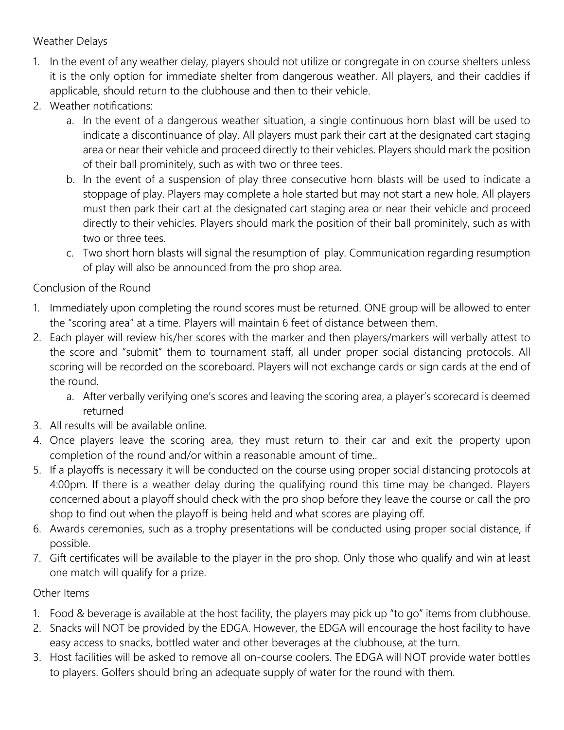## Weather Delays

1. In the event of any weather delay, players should not utilize or congregate in on course shelters unless it is the only option for immediate shelter from dangerous weather. All players, and their caddies if applicable, should return to the clubhouse and then to their vehicle.
2. Weather notifications:
   a. In the event of a dangerous weather situation, a single continuous horn blast will be used to indicate a discontinuance of play. All players must park their cart at the designated cart staging area or near their vehicle and proceed directly to their vehicles. Players should mark the position of their ball prominitely, such as with two or three tees.
   b. In the event of a suspension of play three consecutive horn blasts will be used to indicate a stoppage of play. Players may complete a hole started but may not start a new hole. All players must then park their cart at the designated cart staging area or near their vehicle and proceed directly to their vehicles. Players should mark the position of their ball prominitely, such as with two or three tees.
   c. Two short horn blasts will signal the resumption of play. Communication regarding resumption of play will also be announced from the pro shop area.

## Conclusion of the Round

1. Immediately upon completing the round scores must be returned. ONE group will be allowed to enter the "scoring area" at a time. Players will maintain 6 feet of distance between them.
2. Each player will review his/her scores with the marker and then players/markers will verbally attest to the score and "submit" them to tournament staff, all under proper social distancing protocols. All scoring will be recorded on the scoreboard. Players will not exchange cards or sign cards at the end of the round.
   a. After verbally verifying one's scores and leaving the scoring area, a player's scorecard is deemed returned
3. All results will be available online.
4. Once players leave the scoring area, they must return to their car and exit the property upon completion of the round and/or within a reasonable amount of time..
5. If a playoffs is necessary it will be conducted on the course using proper social distancing protocols at 4:00pm. If there is a weather delay during the qualifying round this time may be changed. Players concerned about a playoff should check with the pro shop before they leave the course or call the pro shop to find out when the playoff is being held and what scores are playing off.
6. Awards ceremonies, such as a trophy presentations will be conducted using proper social distance, if possible.
7. Gift certificates will be available to the player in the pro shop. Only those who qualify and win at least one match will qualify for a prize.

## Other Items

1. Food & beverage is available at the host facility, the players may pick up "to go" items from clubhouse.
2. Snacks will NOT be provided by the EDGA. However, the EDGA will encourage the host facility to have easy access to snacks, bottled water and other beverages at the clubhouse, at the turn.
3. Host facilities will be asked to remove all on-course coolers. The EDGA will NOT provide water bottles to players. Golfers should bring an adequate supply of water for the round with them.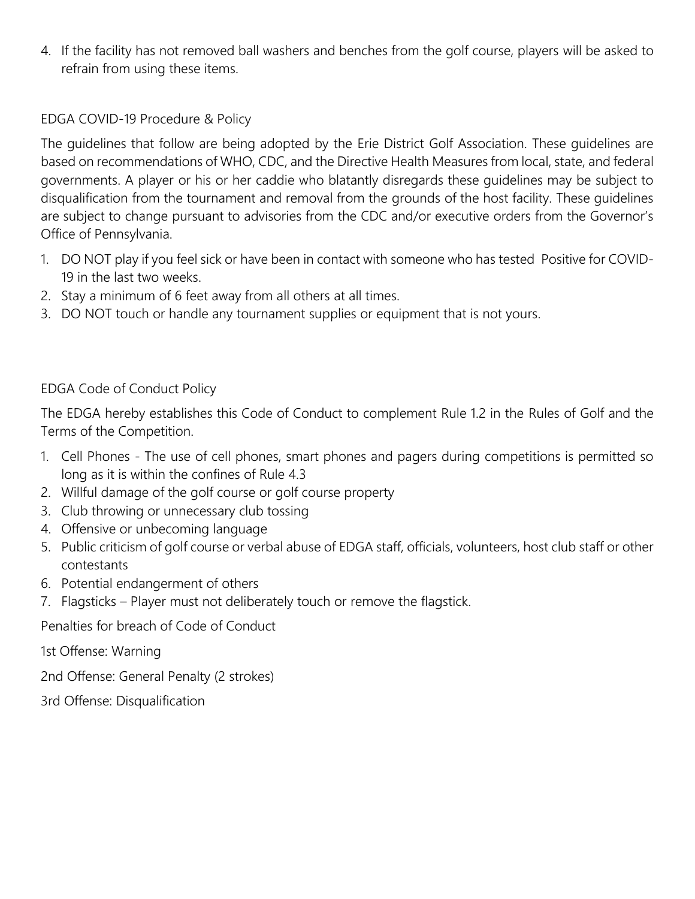4. If the facility has not removed ball washers and benches from the golf course, players will be asked to refrain from using these items.

## EDGA COVID-19 Procedure & Policy

The guidelines that follow are being adopted by the Erie District Golf Association. These guidelines are based on recommendations of WHO, CDC, and the Directive Health Measures from local, state, and federal governments. A player or his or her caddie who blatantly disregards these guidelines may be subject to disqualification from the tournament and removal from the grounds of the host facility. These guidelines are subject to change pursuant to advisories from the CDC and/or executive orders from the Governor's Office of Pennsylvania.

1. DO NOT play if you feel sick or have been in contact with someone who has tested Positive for COVID-19 in the last two weeks.
2. Stay a minimum of 6 feet away from all others at all times.
3. DO NOT touch or handle any tournament supplies or equipment that is not yours.

## EDGA Code of Conduct Policy

The EDGA hereby establishes this Code of Conduct to complement Rule 1.2 in the Rules of Golf and the Terms of the Competition.

1. Cell Phones - The use of cell phones, smart phones and pagers during competitions is permitted so long as it is within the confines of Rule 4.3
2. Willful damage of the golf course or golf course property
3. Club throwing or unnecessary club tossing
4. Offensive or unbecoming language
5. Public criticism of golf course or verbal abuse of EDGA staff, officials, volunteers, host club staff or other contestants
6. Potential endangerment of others
7. Flagsticks – Player must not deliberately touch or remove the flagstick.

Penalties for breach of Code of Conduct

1st Offense: Warning

2nd Offense: General Penalty (2 strokes)

3rd Offense: Disqualification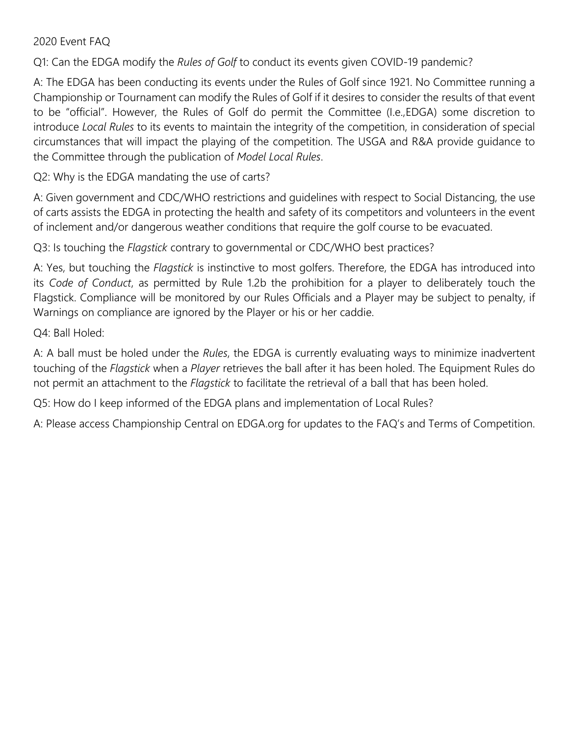2020 Event FAQ

Q1: Can the EDGA modify the *Rules of Golf* to conduct its events given COVID-19 pandemic?

A: The EDGA has been conducting its events under the Rules of Golf since 1921. No Committee running a Championship or Tournament can modify the Rules of Golf if it desires to consider the results of that event to be "official". However, the Rules of Golf do permit the Committee (I.e.,EDGA) some discretion to introduce *Local Rules* to its events to maintain the integrity of the competition, in consideration of special circumstances that will impact the playing of the competition. The USGA and R&A provide guidance to the Committee through the publication of *Model Local Rules*.

Q2: Why is the EDGA mandating the use of carts?

A: Given government and CDC/WHO restrictions and guidelines with respect to Social Distancing, the use of carts assists the EDGA in protecting the health and safety of its competitors and volunteers in the event of inclement and/or dangerous weather conditions that require the golf course to be evacuated.

Q3: Is touching the *Flagstick* contrary to governmental or CDC/WHO best practices?

A: Yes, but touching the *Flagstick* is instinctive to most golfers. Therefore, the EDGA has introduced into its *Code of Conduct*, as permitted by Rule 1.2b the prohibition for a player to deliberately touch the Flagstick. Compliance will be monitored by our Rules Officials and a Player may be subject to penalty, if Warnings on compliance are ignored by the Player or his or her caddie.

Q4: Ball Holed:

A: A ball must be holed under the *Rules*, the EDGA is currently evaluating ways to minimize inadvertent touching of the *Flagstick* when a *Player* retrieves the ball after it has been holed. The Equipment Rules do not permit an attachment to the *Flagstick* to facilitate the retrieval of a ball that has been holed.

Q5: How do I keep informed of the EDGA plans and implementation of Local Rules?

A: Please access Championship Central on EDGA.org for updates to the FAQ's and Terms of Competition.